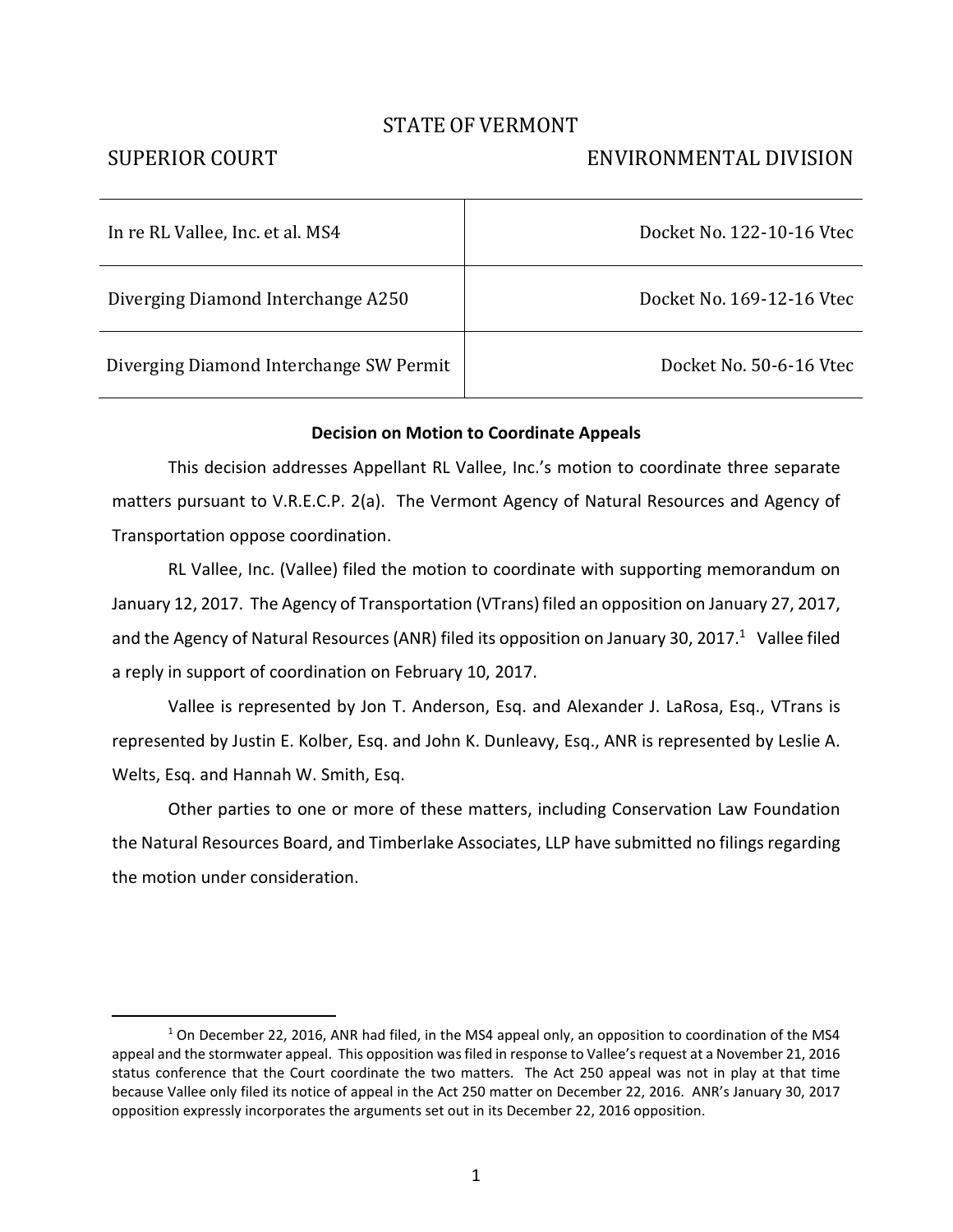STATE OF VERMONT

SUPERIOR COURT — ENVIRONMENTAL DIVISION

| | |
|---|---|
| In re RL Vallee, Inc. et al. MS4 | Docket No. 122-10-16 Vtec |
| Diverging Diamond Interchange A250 | Docket No. 169-12-16 Vtec |
| Diverging Diamond Interchange SW Permit | Docket No. 50-6-16 Vtec |

**Decision on Motion to Coordinate Appeals**

This decision addresses Appellant RL Vallee, Inc.'s motion to coordinate three separate matters pursuant to V.R.E.C.P. 2(a). The Vermont Agency of Natural Resources and Agency of Transportation oppose coordination.

RL Vallee, Inc. (Vallee) filed the motion to coordinate with supporting memorandum on January 12, 2017. The Agency of Transportation (VTrans) filed an opposition on January 27, 2017, and the Agency of Natural Resources (ANR) filed its opposition on January 30, 2017.[1] Vallee filed a reply in support of coordination on February 10, 2017.

Vallee is represented by Jon T. Anderson, Esq. and Alexander J. LaRosa, Esq., VTrans is represented by Justin E. Kolber, Esq. and John K. Dunleavy, Esq., ANR is represented by Leslie A. Welts, Esq. and Hannah W. Smith, Esq.

Other parties to one or more of these matters, including Conservation Law Foundation the Natural Resources Board, and Timberlake Associates, LLP have submitted no filings regarding the motion under consideration.

[1] On December 22, 2016, ANR had filed, in the MS4 appeal only, an opposition to coordination of the MS4 appeal and the stormwater appeal. This opposition was filed in response to Vallee's request at a November 21, 2016 status conference that the Court coordinate the two matters. The Act 250 appeal was not in play at that time because Vallee only filed its notice of appeal in the Act 250 matter on December 22, 2016. ANR's January 30, 2017 opposition expressly incorporates the arguments set out in its December 22, 2016 opposition.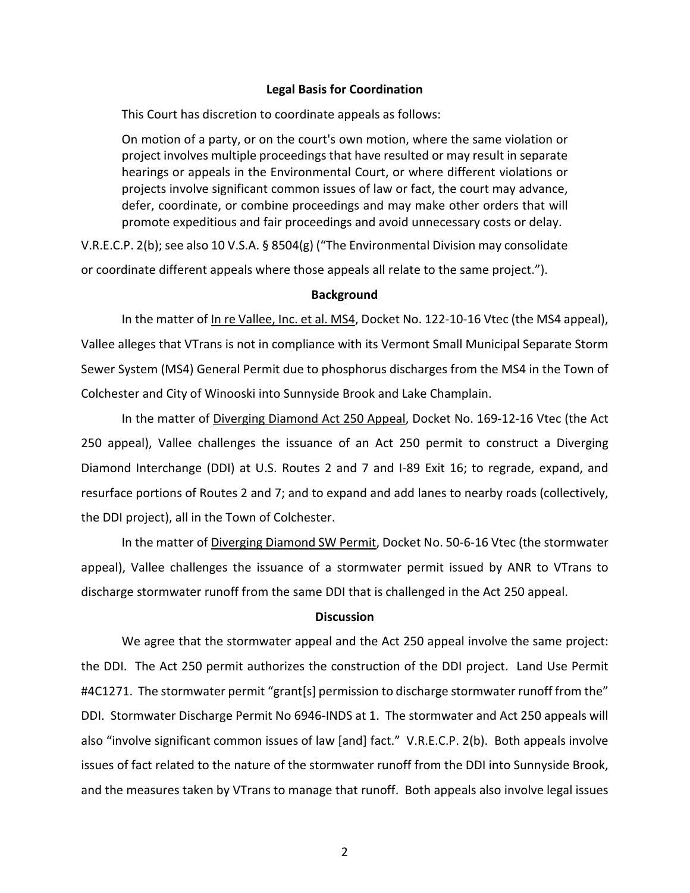**Legal Basis for Coordination**

This Court has discretion to coordinate appeals as follows:

> On motion of a party, or on the court's own motion, where the same violation or project involves multiple proceedings that have resulted or may result in separate hearings or appeals in the Environmental Court, or where different violations or projects involve significant common issues of law or fact, the court may advance, defer, coordinate, or combine proceedings and may make other orders that will promote expeditious and fair proceedings and avoid unnecessary costs or delay.

V.R.E.C.P. 2(b); see also 10 V.S.A. § 8504(g) ("The Environmental Division may consolidate or coordinate different appeals where those appeals all relate to the same project.").

**Background**

In the matter of In re Vallee, Inc. et al. MS4, Docket No. 122-10-16 Vtec (the MS4 appeal), Vallee alleges that VTrans is not in compliance with its Vermont Small Municipal Separate Storm Sewer System (MS4) General Permit due to phosphorus discharges from the MS4 in the Town of Colchester and City of Winooski into Sunnyside Brook and Lake Champlain.

In the matter of Diverging Diamond Act 250 Appeal, Docket No. 169-12-16 Vtec (the Act 250 appeal), Vallee challenges the issuance of an Act 250 permit to construct a Diverging Diamond Interchange (DDI) at U.S. Routes 2 and 7 and I-89 Exit 16; to regrade, expand, and resurface portions of Routes 2 and 7; and to expand and add lanes to nearby roads (collectively, the DDI project), all in the Town of Colchester.

In the matter of Diverging Diamond SW Permit, Docket No. 50-6-16 Vtec (the stormwater appeal), Vallee challenges the issuance of a stormwater permit issued by ANR to VTrans to discharge stormwater runoff from the same DDI that is challenged in the Act 250 appeal.

**Discussion**

We agree that the stormwater appeal and the Act 250 appeal involve the same project: the DDI. The Act 250 permit authorizes the construction of the DDI project. Land Use Permit #4C1271. The stormwater permit "grant[s] permission to discharge stormwater runoff from the" DDI. Stormwater Discharge Permit No 6946-INDS at 1. The stormwater and Act 250 appeals will also "involve significant common issues of law [and] fact." V.R.E.C.P. 2(b). Both appeals involve issues of fact related to the nature of the stormwater runoff from the DDI into Sunnyside Brook, and the measures taken by VTrans to manage that runoff. Both appeals also involve legal issues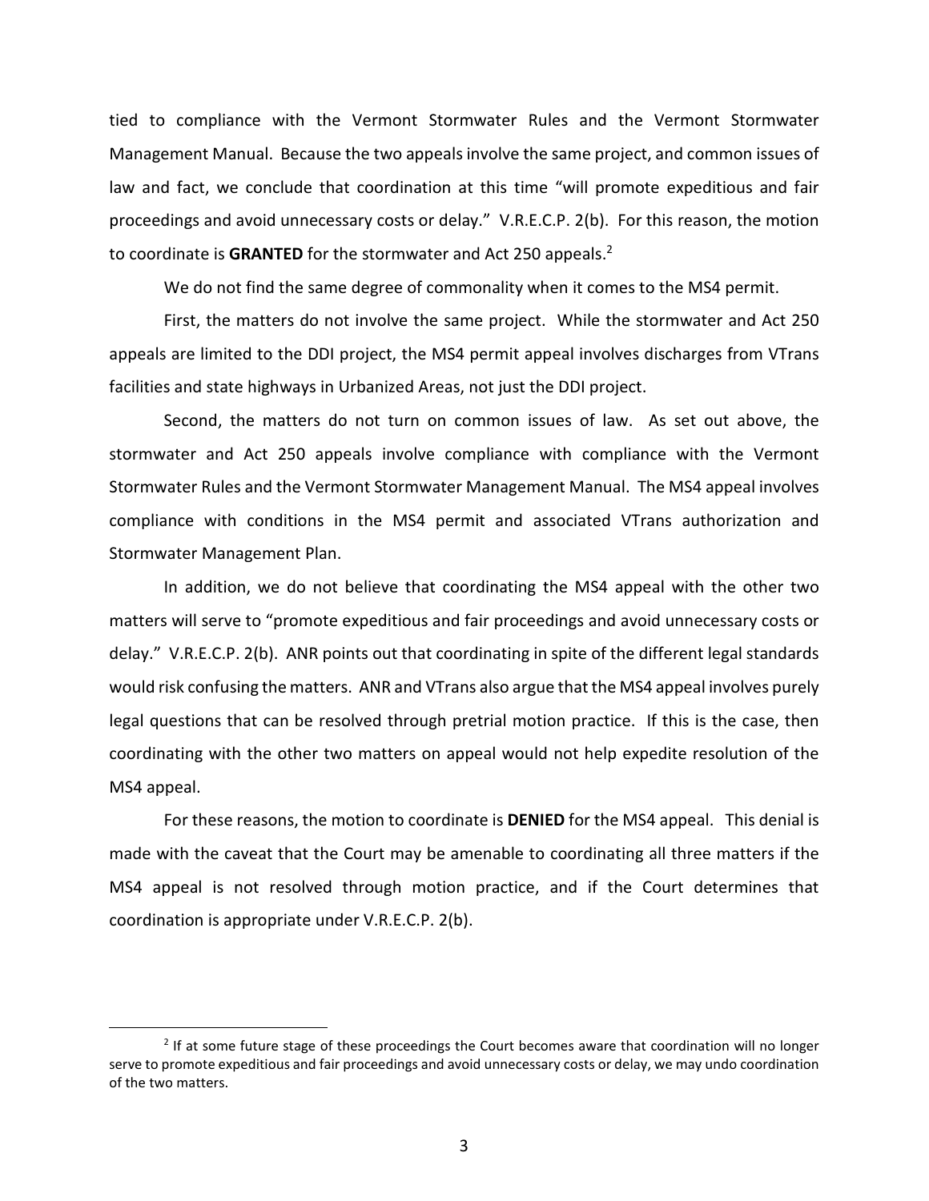tied to compliance with the Vermont Stormwater Rules and the Vermont Stormwater Management Manual. Because the two appeals involve the same project, and common issues of law and fact, we conclude that coordination at this time "will promote expeditious and fair proceedings and avoid unnecessary costs or delay." V.R.E.C.P. 2(b). For this reason, the motion to coordinate is **GRANTED** for the stormwater and Act 250 appeals.[2]

We do not find the same degree of commonality when it comes to the MS4 permit.

First, the matters do not involve the same project. While the stormwater and Act 250 appeals are limited to the DDI project, the MS4 permit appeal involves discharges from VTrans facilities and state highways in Urbanized Areas, not just the DDI project.

Second, the matters do not turn on common issues of law. As set out above, the stormwater and Act 250 appeals involve compliance with compliance with the Vermont Stormwater Rules and the Vermont Stormwater Management Manual. The MS4 appeal involves compliance with conditions in the MS4 permit and associated VTrans authorization and Stormwater Management Plan.

In addition, we do not believe that coordinating the MS4 appeal with the other two matters will serve to "promote expeditious and fair proceedings and avoid unnecessary costs or delay." V.R.E.C.P. 2(b). ANR points out that coordinating in spite of the different legal standards would risk confusing the matters. ANR and VTrans also argue that the MS4 appeal involves purely legal questions that can be resolved through pretrial motion practice. If this is the case, then coordinating with the other two matters on appeal would not help expedite resolution of the MS4 appeal.

For these reasons, the motion to coordinate is **DENIED** for the MS4 appeal. This denial is made with the caveat that the Court may be amenable to coordinating all three matters if the MS4 appeal is not resolved through motion practice, and if the Court determines that coordination is appropriate under V.R.E.C.P. 2(b).

---

[2] If at some future stage of these proceedings the Court becomes aware that coordination will no longer serve to promote expeditious and fair proceedings and avoid unnecessary costs or delay, we may undo coordination of the two matters.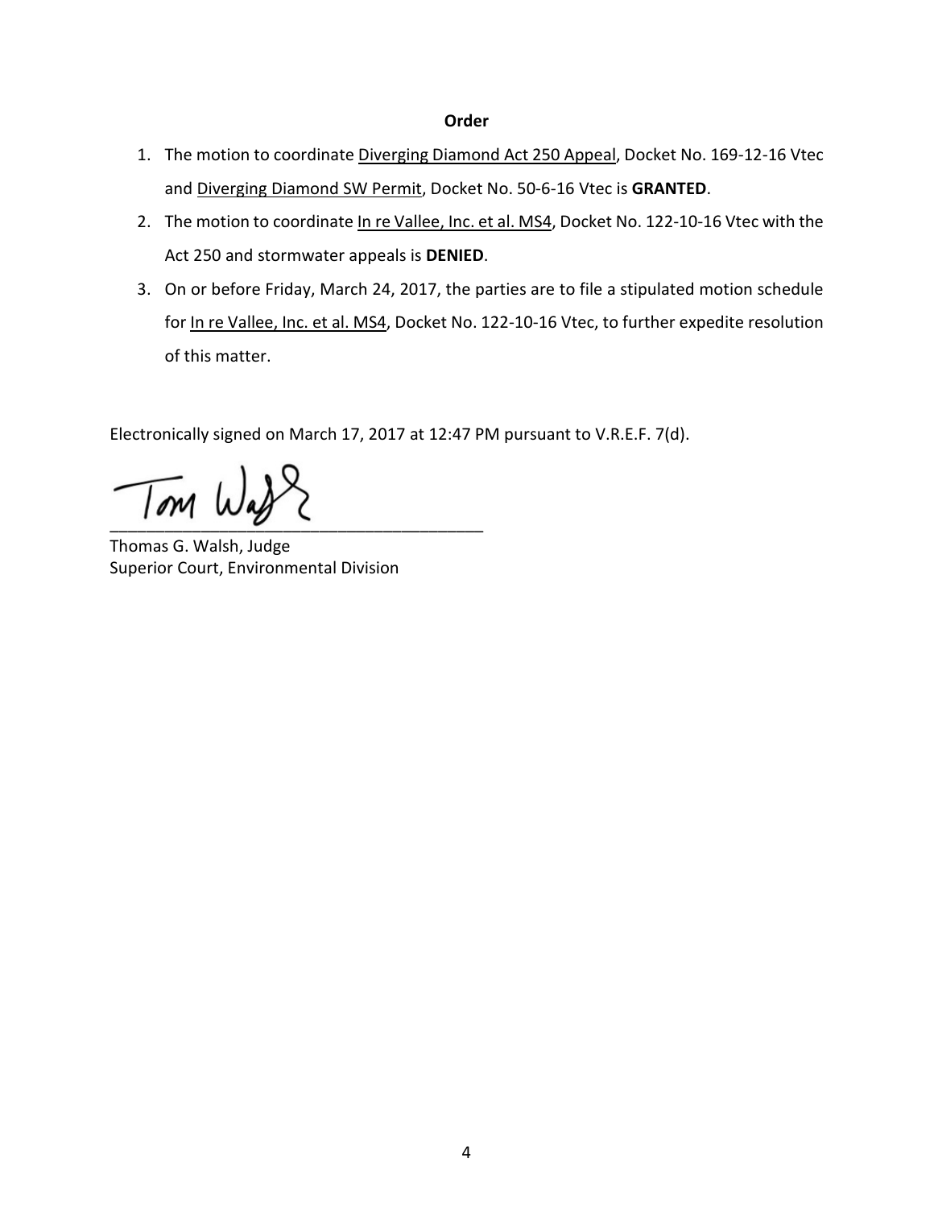**Order**

1. The motion to coordinate Diverging Diamond Act 250 Appeal, Docket No. 169-12-16 Vtec and Diverging Diamond SW Permit, Docket No. 50-6-16 Vtec is **GRANTED**.
2. The motion to coordinate In re Vallee, Inc. et al. MS4, Docket No. 122-10-16 Vtec with the Act 250 and stormwater appeals is **DENIED**.
3. On or before Friday, March 24, 2017, the parties are to file a stipulated motion schedule for In re Vallee, Inc. et al. MS4, Docket No. 122-10-16 Vtec, to further expedite resolution of this matter.

Electronically signed on March 17, 2017 at 12:47 PM pursuant to V.R.E.F. 7(d).

Tom Walsh
_________________________________________

Thomas G. Walsh, Judge
Superior Court, Environmental Division